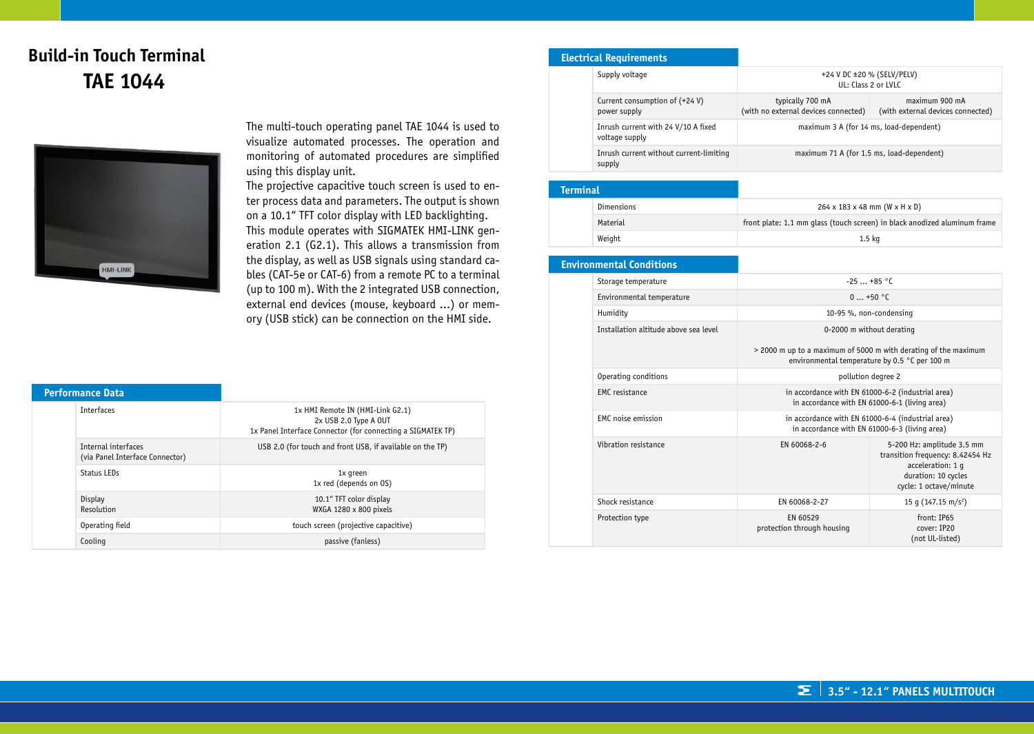# Build-in Touch Terminal

# TAE 1044

The multi-touch operating panel TAE 1044 is used to visualize automated processes. The operation and monitoring of automated procedures are simplified using this display unit.
The projective capacitive touch screen is used to enter process data and parameters. The output is shown on a 10.1" TFT color display with LED backlighting.
This module operates with SIGMATEK HMI-LINK generation 2.1 (G2.1). This allows a transmission from the display, as well as USB signals using standard cables (CAT-5e or CAT-6) from a remote PC to a terminal (up to 100 m). With the 2 integrated USB connection, external end devices (mouse, keyboard ...) or memory (USB stick) can be connection on the HMI side.

## Performance Data

| | |
|---|---|
| Interfaces | 1x HMI Remote IN (HMI-Link G2.1)<br>2x USB 2.0 Type A OUT<br>1x Panel Interface Connector (for connecting a SIGMATEK TP) |
| Internal interfaces<br>(via Panel Interface Connector) | USB 2.0 (for touch and front USB, if available on the TP) |
| Status LEDs | 1x green<br>1x red (depends on OS) |
| Display<br>Resolution | 10.1" TFT color display<br>WXGA 1280 x 800 pixels |
| Operating field | touch screen (projective capacitive) |
| Cooling | passive (fanless) |

## Electrical Requirements

| | | |
|---|---|---|
| Supply voltage | +24 V DC ±20 % (SELV/PELV)<br>UL: Class 2 or LVLC | |
| Current consumption (+24 V) power supply | typically 700 mA<br>(with no external devices connected) | maximum 900 mA<br>(with external devices connected) |
| Inrush current with 24 V/10 A fixed voltage supply | maximum 3 A (for 14 ms, load-dependent) | |
| Inrush current without current-limiting supply | maximum 71 A (for 1.5 ms, load-dependent) | |

## Terminal

| | |
|---|---|
| Dimensions | 264 x 183 x 48 mm (W x H x D) |
| Material | front plate: 1.1 mm glass (touch screen) in black anodized aluminum frame |
| Weight | 1.5 kg |

## Environmental Conditions

| | | |
|---|---|---|
| Storage temperature | -25 ... +85 °C | |
| Environmental temperature | 0 ... +50 °C | |
| Humidity | 10-95 %, non-condensing | |
| Installation altitude above sea level | 0-2000 m without derating<br><br>> 2000 m up to a maximum of 5000 m with derating of the maximum environmental temperature by 0.5 °C per 100 m | |
| Operating conditions | pollution degree 2 | |
| EMC resistance | in accordance with EN 61000-6-2 (industrial area)<br>in accordance with EN 61000-6-1 (living area) | |
| EMC noise emission | in accordance with EN 61000-6-4 (industrial area)<br>in accordance with EN 61000-6-3 (living area) | |
| Vibration resistance | EN 60068-2-6 | 5-200 Hz: amplitude 3.5 mm<br>transition frequency: 8.42454 Hz<br>acceleration: 1 g<br>duration: 10 cycles<br>cycle: 1 octave/minute |
| Shock resistance | EN 60068-2-27 | 15 g (147.15 $m/s^2$) |
| Protection type | EN 60529<br>protection through housing | front: IP65<br>cover: IP20<br>(not UL-listed) |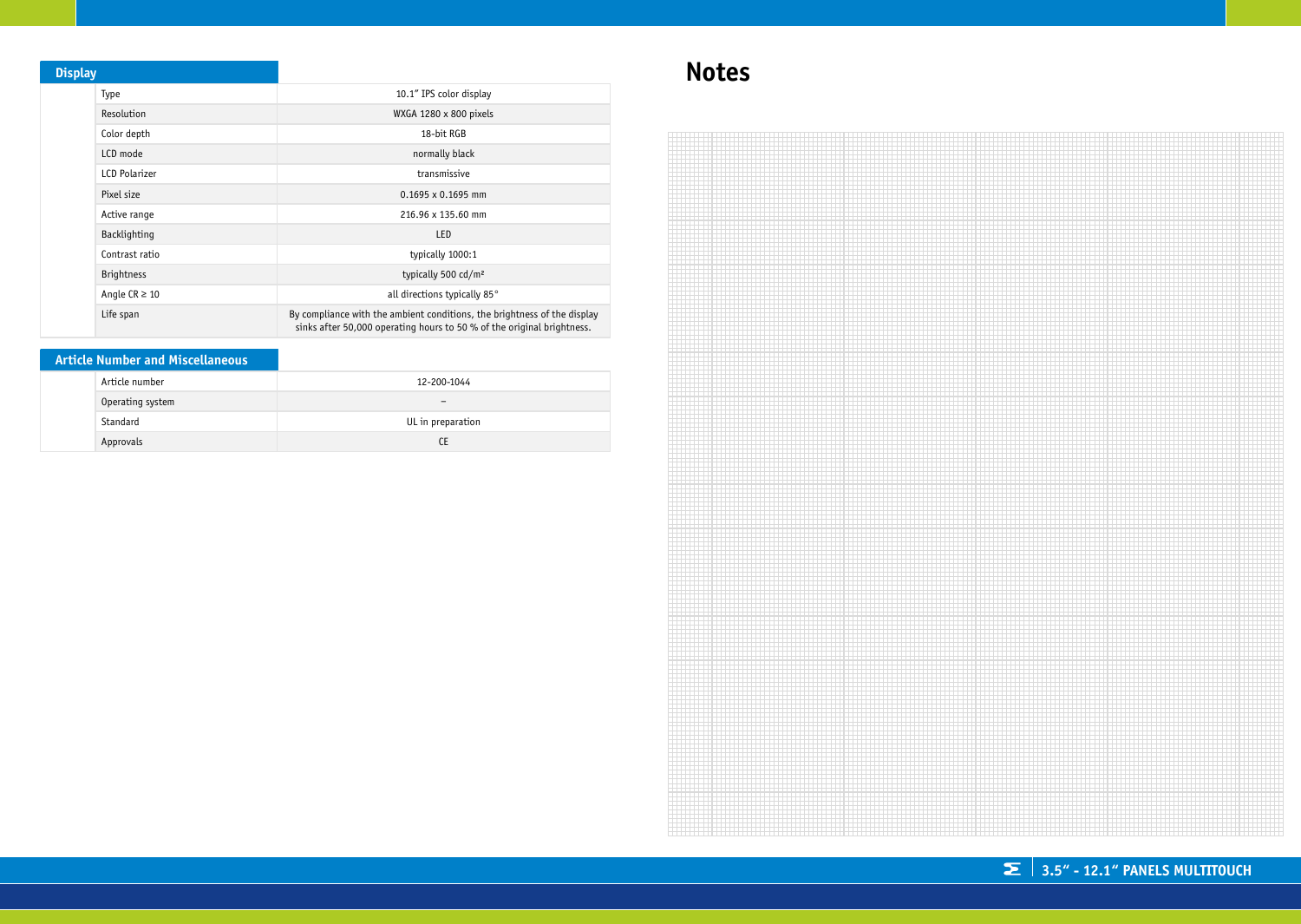## Display

| | |
|---|---|
| Type | 10.1" IPS color display |
| Resolution | WXGA 1280 x 800 pixels |
| Color depth | 18-bit RGB |
| LCD mode | normally black |
| LCD Polarizer | transmissive |
| Pixel size | 0.1695 x 0.1695 mm |
| Active range | 216.96 x 135.60 mm |
| Backlighting | LED |
| Contrast ratio | typically 1000:1 |
| Brightness | typically 500 cd/m² |
| Angle CR ≥ 10 | all directions typically 85° |
| Life span | By compliance with the ambient conditions, the brightness of the display sinks after 50,000 operating hours to 50 % of the original brightness. |

## Article Number and Miscellaneous

| | |
|---|---|
| Article number | 12-200-1044 |
| Operating system | – |
| Standard | UL in preparation |
| Approvals | CE |

# Notes